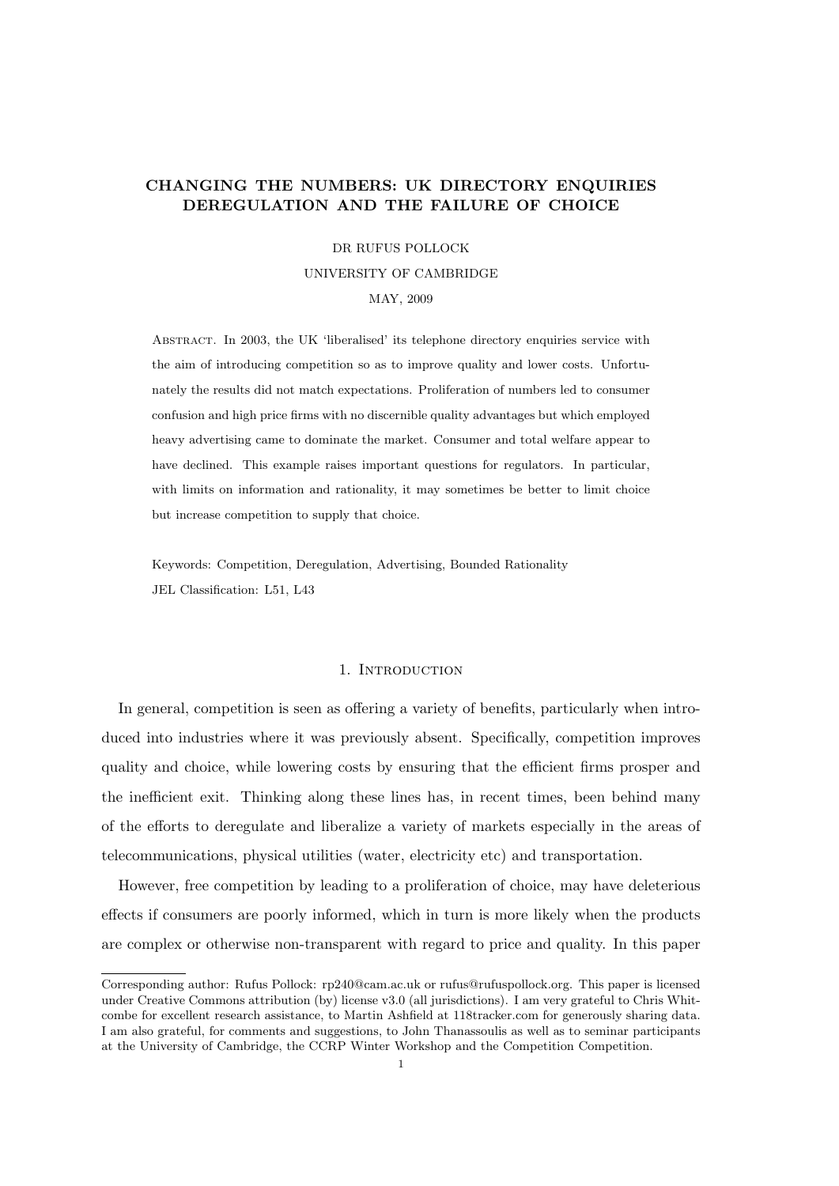# CHANGING THE NUMBERS: UK DIRECTORY ENQUIRIES DEREGULATION AND THE FAILURE OF CHOICE

DR RUFUS POLLOCK

UNIVERSITY OF CAMBRIDGE

MAY, 2009

Abstract. In 2003, the UK 'liberalised' its telephone directory enquiries service with the aim of introducing competition so as to improve quality and lower costs. Unfortunately the results did not match expectations. Proliferation of numbers led to consumer confusion and high price firms with no discernible quality advantages but which employed heavy advertising came to dominate the market. Consumer and total welfare appear to have declined. This example raises important questions for regulators. In particular, with limits on information and rationality, it may sometimes be better to limit choice but increase competition to supply that choice.

Keywords: Competition, Deregulation, Advertising, Bounded Rationality

JEL Classification: L51, L43

## 1. Introduction

In general, competition is seen as offering a variety of benefits, particularly when introduced into industries where it was previously absent. Specifically, competition improves quality and choice, while lowering costs by ensuring that the efficient firms prosper and the inefficient exit. Thinking along these lines has, in recent times, been behind many of the efforts to deregulate and liberalize a variety of markets especially in the areas of telecommunications, physical utilities (water, electricity etc) and transportation.

However, free competition by leading to a proliferation of choice, may have deleterious effects if consumers are poorly informed, which in turn is more likely when the products are complex or otherwise non-transparent with regard to price and quality. In this paper

---

Corresponding author: Rufus Pollock: rp240@cam.ac.uk or rufus@rufuspollock.org. This paper is licensed under Creative Commons attribution (by) license v3.0 (all jurisdictions). I am very grateful to Chris Whitcombe for excellent research assistance, to Martin Ashfield at 118tracker.com for generously sharing data. I am also grateful, for comments and suggestions, to John Thanassoulis as well as to seminar participants at the University of Cambridge, the CCRP Winter Workshop and the Competition Competition.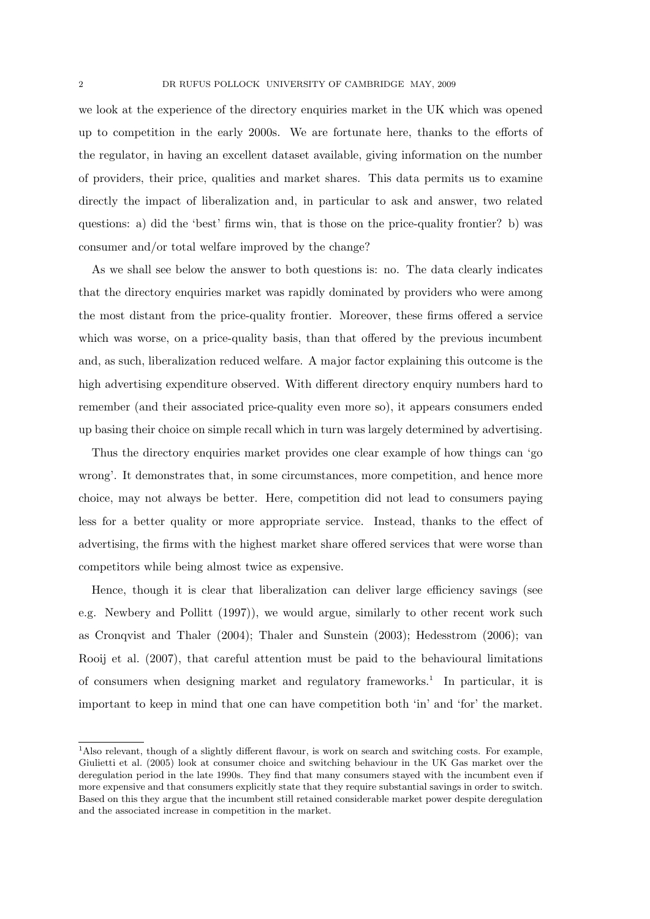we look at the experience of the directory enquiries market in the UK which was opened up to competition in the early 2000s. We are fortunate here, thanks to the efforts of the regulator, in having an excellent dataset available, giving information on the number of providers, their price, qualities and market shares. This data permits us to examine directly the impact of liberalization and, in particular to ask and answer, two related questions: a) did the 'best' firms win, that is those on the price-quality frontier? b) was consumer and/or total welfare improved by the change?

As we shall see below the answer to both questions is: no. The data clearly indicates that the directory enquiries market was rapidly dominated by providers who were among the most distant from the price-quality frontier. Moreover, these firms offered a service which was worse, on a price-quality basis, than that offered by the previous incumbent and, as such, liberalization reduced welfare. A major factor explaining this outcome is the high advertising expenditure observed. With different directory enquiry numbers hard to remember (and their associated price-quality even more so), it appears consumers ended up basing their choice on simple recall which in turn was largely determined by advertising.

Thus the directory enquiries market provides one clear example of how things can 'go wrong'. It demonstrates that, in some circumstances, more competition, and hence more choice, may not always be better. Here, competition did not lead to consumers paying less for a better quality or more appropriate service. Instead, thanks to the effect of advertising, the firms with the highest market share offered services that were worse than competitors while being almost twice as expensive.

Hence, though it is clear that liberalization can deliver large efficiency savings (see e.g. Newbery and Pollitt (1997)), we would argue, similarly to other recent work such as Cronqvist and Thaler (2004); Thaler and Sunstein (2003); Hedesstrom (2006); van Rooij et al. (2007), that careful attention must be paid to the behavioural limitations of consumers when designing market and regulatory frameworks.[1] In particular, it is important to keep in mind that one can have competition both 'in' and 'for' the market.

[1] Also relevant, though of a slightly different flavour, is work on search and switching costs. For example, Giulietti et al. (2005) look at consumer choice and switching behaviour in the UK Gas market over the deregulation period in the late 1990s. They find that many consumers stayed with the incumbent even if more expensive and that consumers explicitly state that they require substantial savings in order to switch. Based on this they argue that the incumbent still retained considerable market power despite deregulation and the associated increase in competition in the market.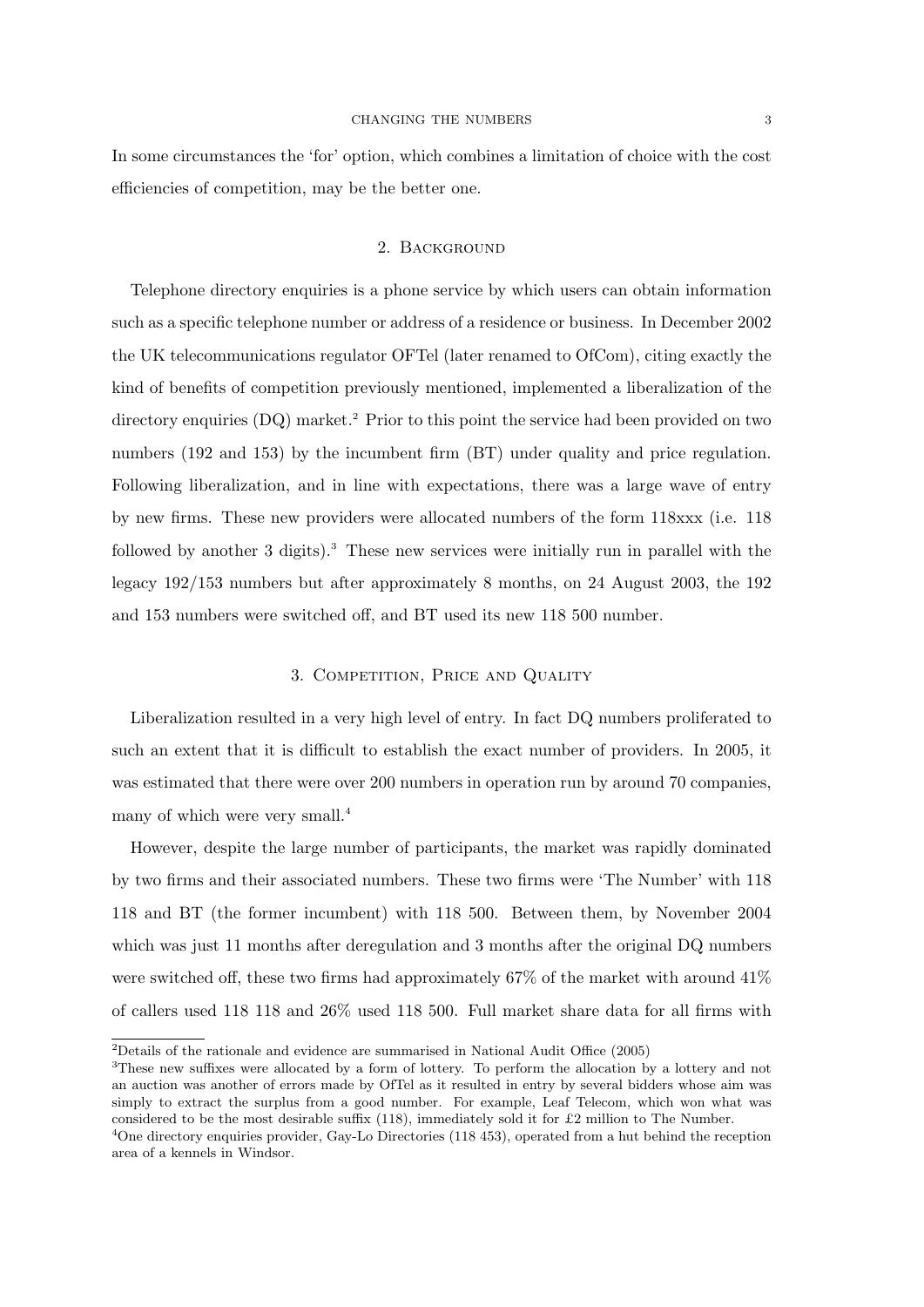In some circumstances the 'for' option, which combines a limitation of choice with the cost efficiencies of competition, may be the better one.

## 2. Background

Telephone directory enquiries is a phone service by which users can obtain information such as a specific telephone number or address of a residence or business. In December 2002 the UK telecommunications regulator OFTel (later renamed to OfCom), citing exactly the kind of benefits of competition previously mentioned, implemented a liberalization of the directory enquiries (DQ) market.[2] Prior to this point the service had been provided on two numbers (192 and 153) by the incumbent firm (BT) under quality and price regulation. Following liberalization, and in line with expectations, there was a large wave of entry by new firms. These new providers were allocated numbers of the form 118xxx (i.e. 118 followed by another 3 digits).[3] These new services were initially run in parallel with the legacy 192/153 numbers but after approximately 8 months, on 24 August 2003, the 192 and 153 numbers were switched off, and BT used its new 118 500 number.

## 3. Competition, Price and Quality

Liberalization resulted in a very high level of entry. In fact DQ numbers proliferated to such an extent that it is difficult to establish the exact number of providers. In 2005, it was estimated that there were over 200 numbers in operation run by around 70 companies, many of which were very small.[4]

However, despite the large number of participants, the market was rapidly dominated by two firms and their associated numbers. These two firms were 'The Number' with 118 118 and BT (the former incumbent) with 118 500. Between them, by November 2004 which was just 11 months after deregulation and 3 months after the original DQ numbers were switched off, these two firms had approximately 67% of the market with around 41% of callers used 118 118 and 26% used 118 500. Full market share data for all firms with

[2]Details of the rationale and evidence are summarised in National Audit Office (2005)

[3]These new suffixes were allocated by a form of lottery. To perform the allocation by a lottery and not an auction was another of errors made by OfTel as it resulted in entry by several bidders whose aim was simply to extract the surplus from a good number. For example, Leaf Telecom, which won what was considered to be the most desirable suffix (118), immediately sold it for £2 million to The Number.

[4]One directory enquiries provider, Gay-Lo Directories (118 453), operated from a hut behind the reception area of a kennels in Windsor.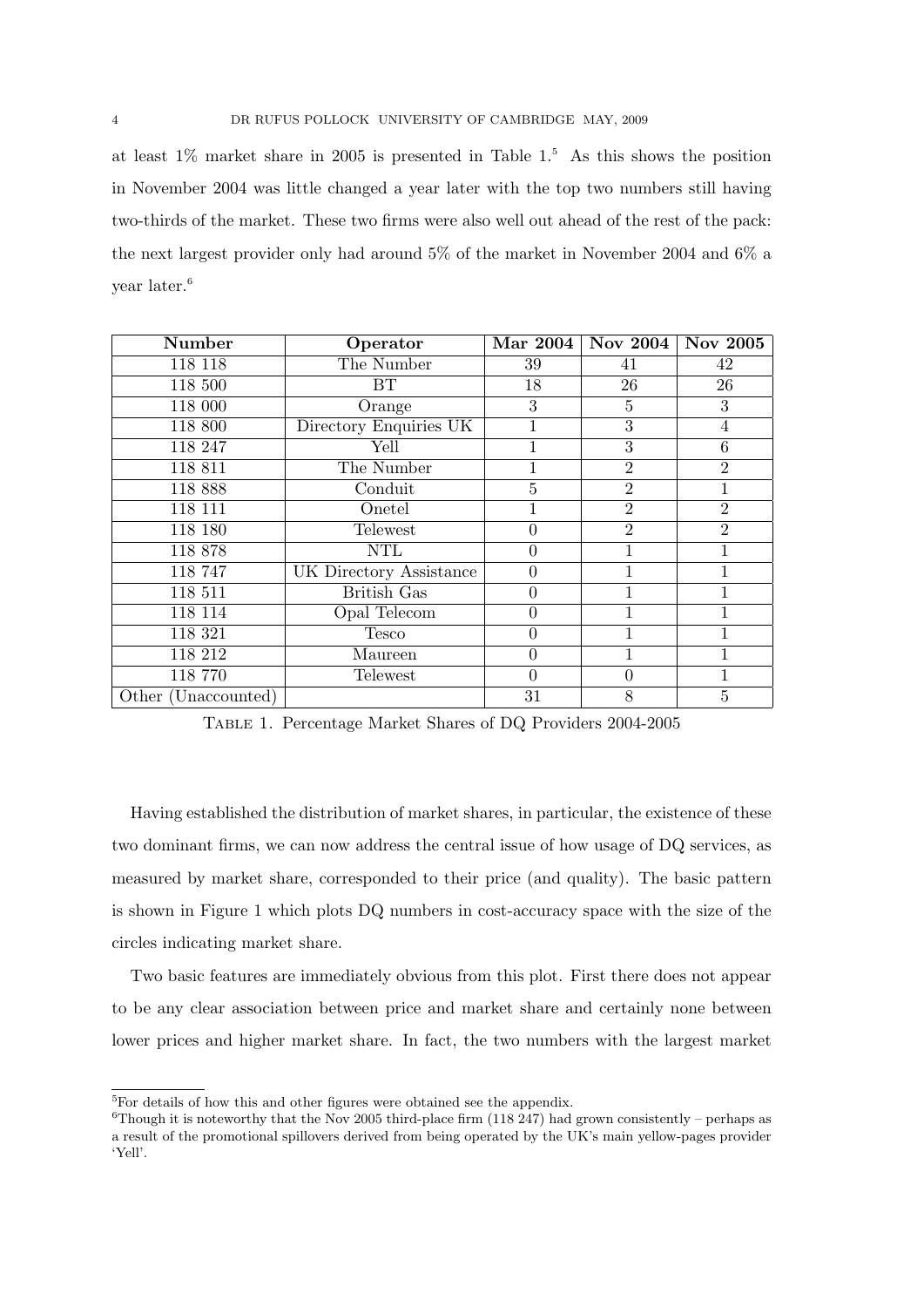at least 1% market share in 2005 is presented in Table 1.[5] As this shows the position in November 2004 was little changed a year later with the top two numbers still having two-thirds of the market. These two firms were also well out ahead of the rest of the pack: the next largest provider only had around 5% of the market in November 2004 and 6% a year later.[6]

| Number | Operator | Mar 2004 | Nov 2004 | Nov 2005 |
|---|---|---|---|---|
| 118 118 | The Number | 39 | 41 | 42 |
| 118 500 | BT | 18 | 26 | 26 |
| 118 000 | Orange | 3 | 5 | 3 |
| 118 800 | Directory Enquiries UK | 1 | 3 | 4 |
| 118 247 | Yell | 1 | 3 | 6 |
| 118 811 | The Number | 1 | 2 | 2 |
| 118 888 | Conduit | 5 | 2 | 1 |
| 118 111 | Onetel | 1 | 2 | 2 |
| 118 180 | Telewest | 0 | 2 | 2 |
| 118 878 | NTL | 0 | 1 | 1 |
| 118 747 | UK Directory Assistance | 0 | 1 | 1 |
| 118 511 | British Gas | 0 | 1 | 1 |
| 118 114 | Opal Telecom | 0 | 1 | 1 |
| 118 321 | Tesco | 0 | 1 | 1 |
| 118 212 | Maureen | 0 | 1 | 1 |
| 118 770 | Telewest | 0 | 0 | 1 |
| Other (Unaccounted) | | 31 | 8 | 5 |

TABLE 1. Percentage Market Shares of DQ Providers 2004-2005

Having established the distribution of market shares, in particular, the existence of these two dominant firms, we can now address the central issue of how usage of DQ services, as measured by market share, corresponded to their price (and quality). The basic pattern is shown in Figure 1 which plots DQ numbers in cost-accuracy space with the size of the circles indicating market share.

Two basic features are immediately obvious from this plot. First there does not appear to be any clear association between price and market share and certainly none between lower prices and higher market share. In fact, the two numbers with the largest market

[5] For details of how this and other figures were obtained see the appendix.

[6] Though it is noteworthy that the Nov 2005 third-place firm (118 247) had grown consistently – perhaps as a result of the promotional spillovers derived from being operated by the UK's main yellow-pages provider 'Yell'.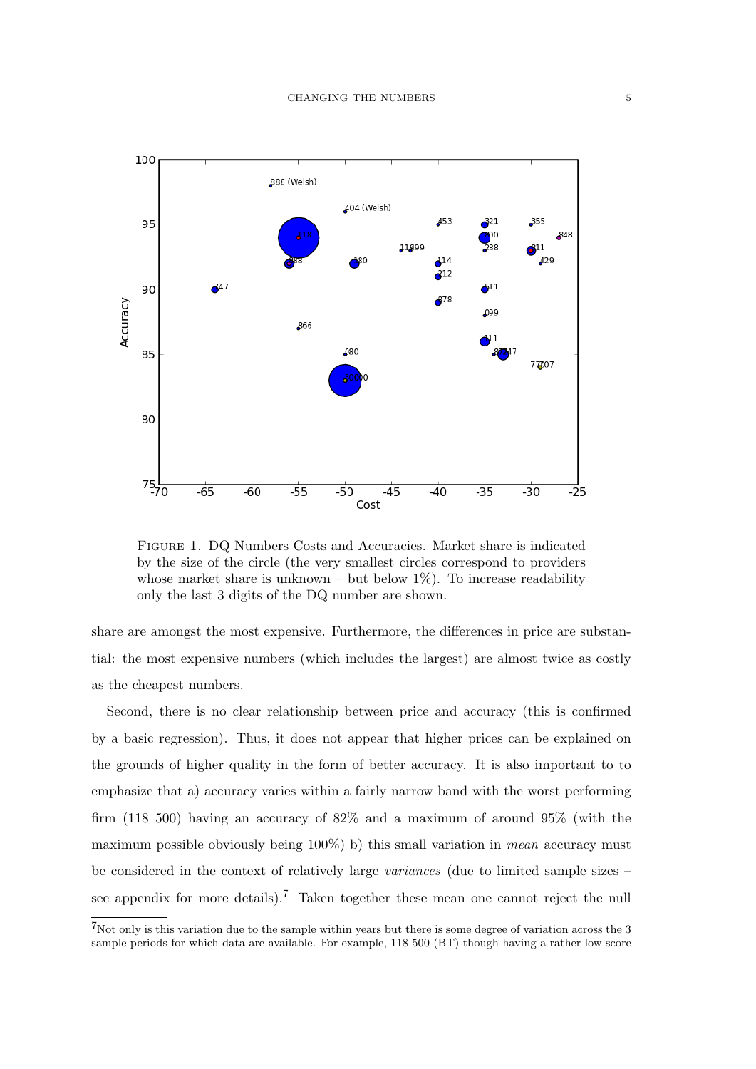FIGURE 1. DQ Numbers Costs and Accuracies. Market share is indicated by the size of the circle (the very smallest circles correspond to providers whose market share is unknown – but below 1%). To increase readability only the last 3 digits of the DQ number are shown.

share are amongst the most expensive. Furthermore, the differences in price are substantial: the most expensive numbers (which includes the largest) are almost twice as costly as the cheapest numbers.

Second, there is no clear relationship between price and accuracy (this is confirmed by a basic regression). Thus, it does not appear that higher prices can be explained on the grounds of higher quality in the form of better accuracy. It is also important to to emphasize that a) accuracy varies within a fairly narrow band with the worst performing firm (118 500) having an accuracy of 82% and a maximum of around 95% (with the maximum possible obviously being 100%) b) this small variation in *mean* accuracy must be considered in the context of relatively large *variances* (due to limited sample sizes – see appendix for more details).[7] Taken together these mean one cannot reject the null

[7]Not only is this variation due to the sample within years but there is some degree of variation across the 3 sample periods for which data are available. For example, 118 500 (BT) though having a rather low score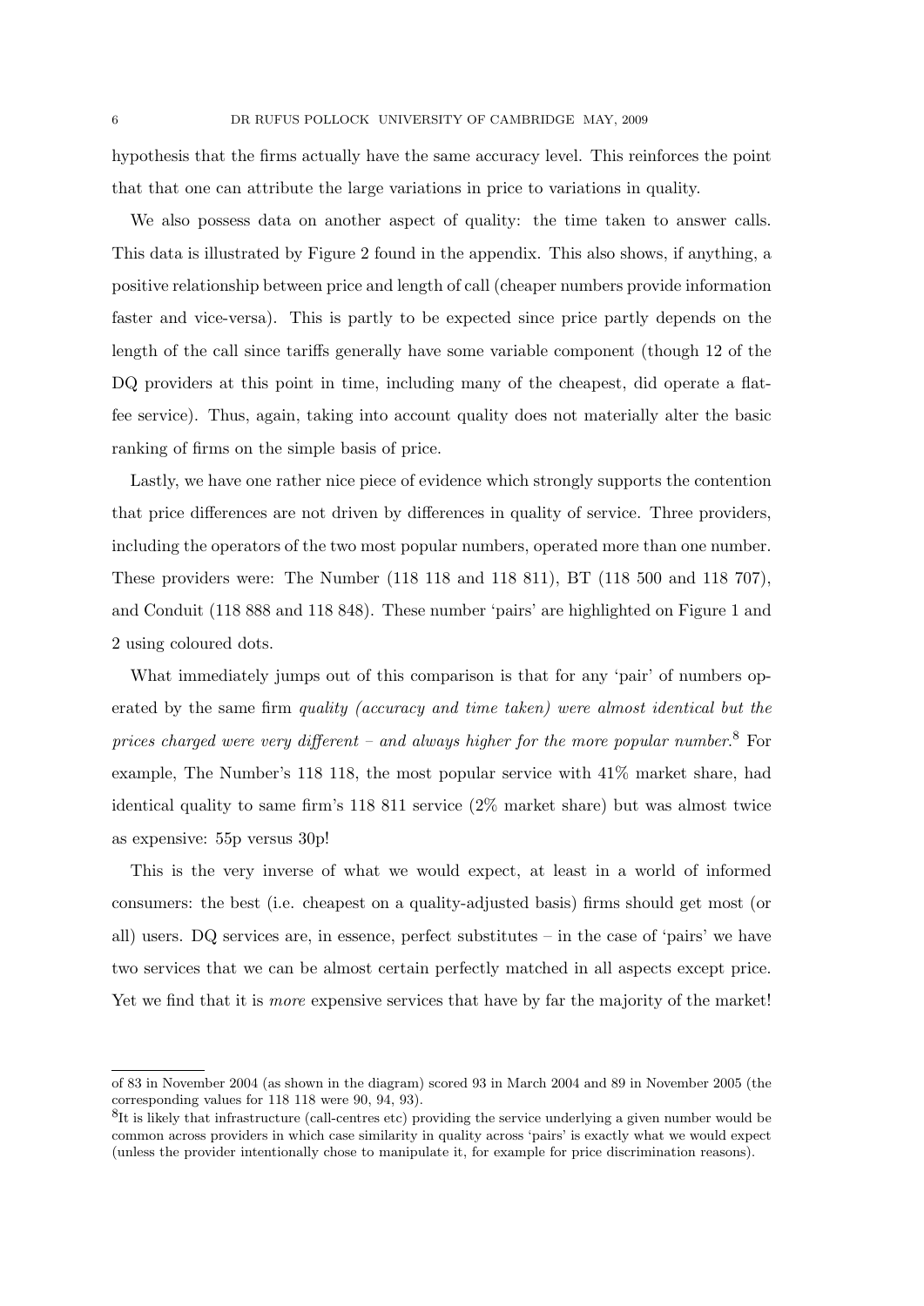hypothesis that the firms actually have the same accuracy level. This reinforces the point that that one can attribute the large variations in price to variations in quality.

We also possess data on another aspect of quality: the time taken to answer calls. This data is illustrated by Figure 2 found in the appendix. This also shows, if anything, a positive relationship between price and length of call (cheaper numbers provide information faster and vice-versa). This is partly to be expected since price partly depends on the length of the call since tariffs generally have some variable component (though 12 of the DQ providers at this point in time, including many of the cheapest, did operate a flat-fee service). Thus, again, taking into account quality does not materially alter the basic ranking of firms on the simple basis of price.

Lastly, we have one rather nice piece of evidence which strongly supports the contention that price differences are not driven by differences in quality of service. Three providers, including the operators of the two most popular numbers, operated more than one number. These providers were: The Number (118 118 and 118 811), BT (118 500 and 118 707), and Conduit (118 888 and 118 848). These number 'pairs' are highlighted on Figure 1 and 2 using coloured dots.

What immediately jumps out of this comparison is that for any 'pair' of numbers operated by the same firm *quality (accuracy and time taken) were almost identical but the prices charged were very different – and always higher for the more popular number*.[8] For example, The Number's 118 118, the most popular service with 41% market share, had identical quality to same firm's 118 811 service (2% market share) but was almost twice as expensive: 55p versus 30p!

This is the very inverse of what we would expect, at least in a world of informed consumers: the best (i.e. cheapest on a quality-adjusted basis) firms should get most (or all) users. DQ services are, in essence, perfect substitutes – in the case of 'pairs' we have two services that we can be almost certain perfectly matched in all aspects except price. Yet we find that it is *more* expensive services that have by far the majority of the market!

---

of 83 in November 2004 (as shown in the diagram) scored 93 in March 2004 and 89 in November 2005 (the corresponding values for 118 118 were 90, 94, 93).

[8] It is likely that infrastructure (call-centres etc) providing the service underlying a given number would be common across providers in which case similarity in quality across 'pairs' is exactly what we would expect (unless the provider intentionally chose to manipulate it, for example for price discrimination reasons).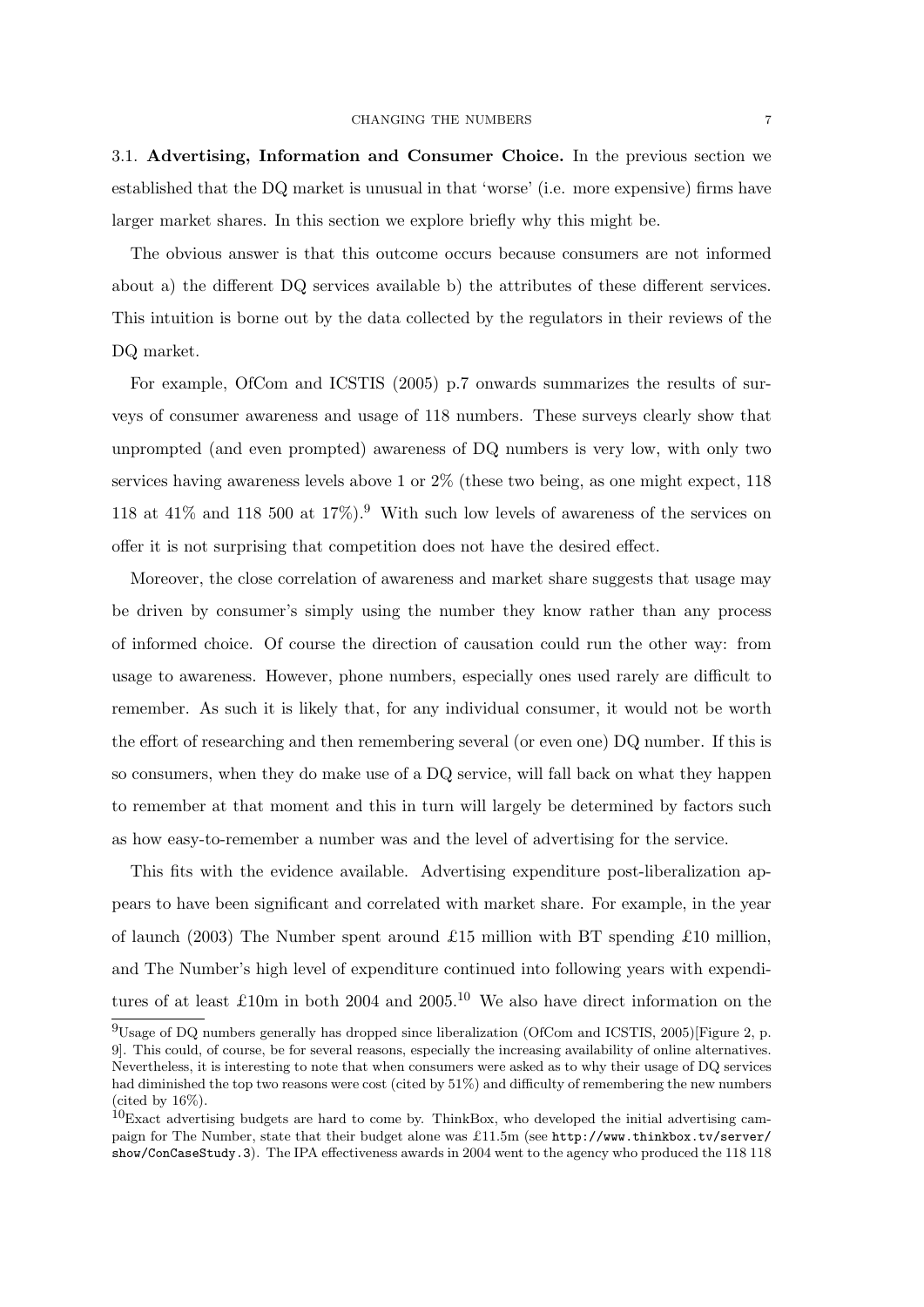3.1. **Advertising, Information and Consumer Choice.** In the previous section we established that the DQ market is unusual in that 'worse' (i.e. more expensive) firms have larger market shares. In this section we explore briefly why this might be.

The obvious answer is that this outcome occurs because consumers are not informed about a) the different DQ services available b) the attributes of these different services. This intuition is borne out by the data collected by the regulators in their reviews of the DQ market.

For example, OfCom and ICSTIS (2005) p.7 onwards summarizes the results of surveys of consumer awareness and usage of 118 numbers. These surveys clearly show that unprompted (and even prompted) awareness of DQ numbers is very low, with only two services having awareness levels above 1 or 2% (these two being, as one might expect, 118 118 at 41% and 118 500 at 17%).[9] With such low levels of awareness of the services on offer it is not surprising that competition does not have the desired effect.

Moreover, the close correlation of awareness and market share suggests that usage may be driven by consumer's simply using the number they know rather than any process of informed choice. Of course the direction of causation could run the other way: from usage to awareness. However, phone numbers, especially ones used rarely are difficult to remember. As such it is likely that, for any individual consumer, it would not be worth the effort of researching and then remembering several (or even one) DQ number. If this is so consumers, when they do make use of a DQ service, will fall back on what they happen to remember at that moment and this in turn will largely be determined by factors such as how easy-to-remember a number was and the level of advertising for the service.

This fits with the evidence available. Advertising expenditure post-liberalization appears to have been significant and correlated with market share. For example, in the year of launch (2003) The Number spent around £15 million with BT spending £10 million, and The Number's high level of expenditure continued into following years with expenditures of at least £10m in both 2004 and 2005.[10] We also have direct information on the

[9]Usage of DQ numbers generally has dropped since liberalization (OfCom and ICSTIS, 2005)[Figure 2, p. 9]. This could, of course, be for several reasons, especially the increasing availability of online alternatives. Nevertheless, it is interesting to note that when consumers were asked as to why their usage of DQ services had diminished the top two reasons were cost (cited by 51%) and difficulty of remembering the new numbers (cited by 16%).

[10]Exact advertising budgets are hard to come by. ThinkBox, who developed the initial advertising campaign for The Number, state that their budget alone was £11.5m (see `http://www.thinkbox.tv/server/show/ConCaseStudy.3`). The IPA effectiveness awards in 2004 went to the agency who produced the 118 118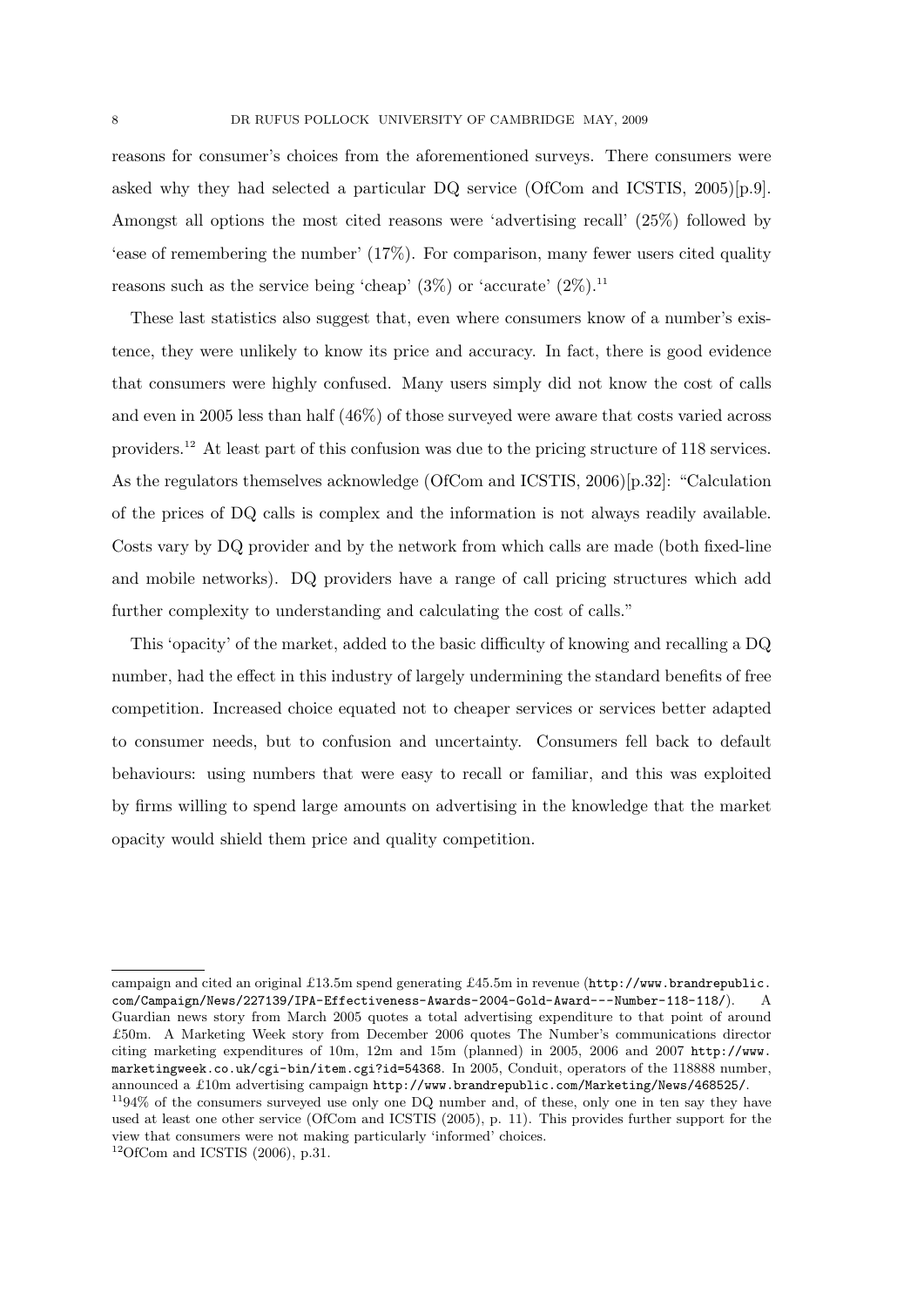reasons for consumer's choices from the aforementioned surveys. There consumers were asked why they had selected a particular DQ service (OfCom and ICSTIS, 2005)[p.9]. Amongst all options the most cited reasons were 'advertising recall' (25%) followed by 'ease of remembering the number' (17%). For comparison, many fewer users cited quality reasons such as the service being 'cheap' (3%) or 'accurate' (2%).[11]

These last statistics also suggest that, even where consumers know of a number's existence, they were unlikely to know its price and accuracy. In fact, there is good evidence that consumers were highly confused. Many users simply did not know the cost of calls and even in 2005 less than half (46%) of those surveyed were aware that costs varied across providers.[12] At least part of this confusion was due to the pricing structure of 118 services. As the regulators themselves acknowledge (OfCom and ICSTIS, 2006)[p.32]: "Calculation of the prices of DQ calls is complex and the information is not always readily available. Costs vary by DQ provider and by the network from which calls are made (both fixed-line and mobile networks). DQ providers have a range of call pricing structures which add further complexity to understanding and calculating the cost of calls."

This 'opacity' of the market, added to the basic difficulty of knowing and recalling a DQ number, had the effect in this industry of largely undermining the standard benefits of free competition. Increased choice equated not to cheaper services or services better adapted to consumer needs, but to confusion and uncertainty. Consumers fell back to default behaviours: using numbers that were easy to recall or familiar, and this was exploited by firms willing to spend large amounts on advertising in the knowledge that the market opacity would shield them price and quality competition.

---

campaign and cited an original £13.5m spend generating £45.5m in revenue (`http://www.brandrepublic.com/Campaign/News/227139/IPA-Effectiveness-Awards-2004-Gold-Award---Number-118-118/`). A Guardian news story from March 2005 quotes a total advertising expenditure to that point of around £50m. A Marketing Week story from December 2006 quotes The Number's communications director citing marketing expenditures of 10m, 12m and 15m (planned) in 2005, 2006 and 2007 `http://www.marketingweek.co.uk/cgi-bin/item.cgi?id=54368`. In 2005, Conduit, operators of the 118888 number, announced a £10m advertising campaign `http://www.brandrepublic.com/Marketing/News/468525/`.

[11] 94% of the consumers surveyed use only one DQ number and, of these, only one in ten say they have used at least one other service (OfCom and ICSTIS (2005), p. 11). This provides further support for the view that consumers were not making particularly 'informed' choices.

[12] OfCom and ICSTIS (2006), p.31.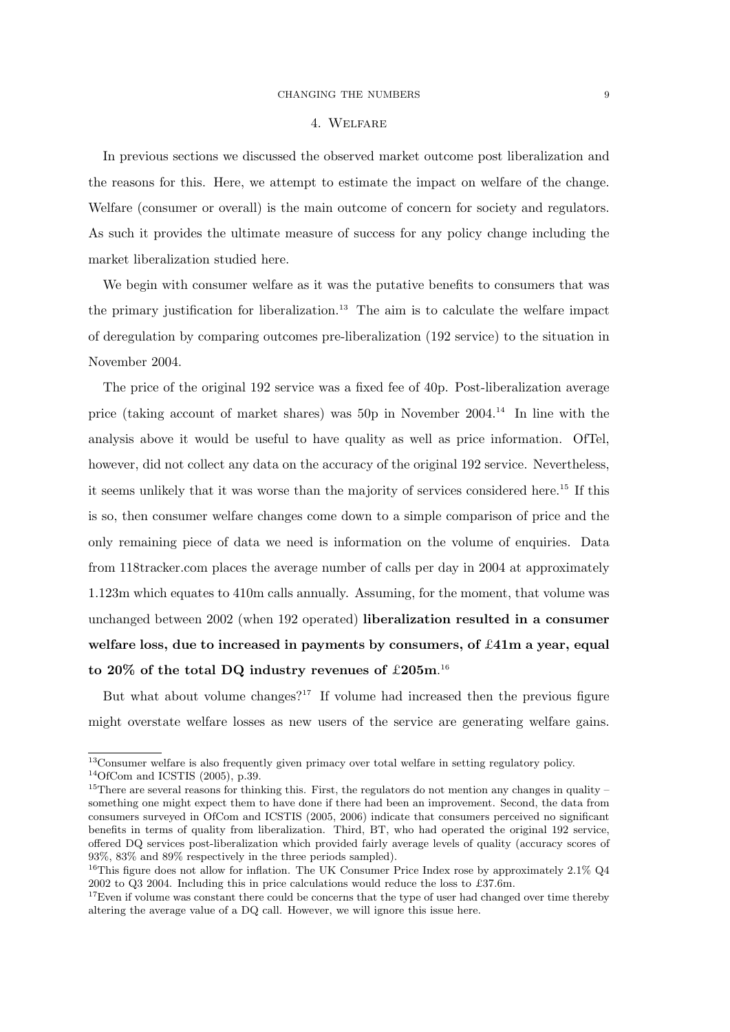## 4. Welfare

In previous sections we discussed the observed market outcome post liberalization and the reasons for this. Here, we attempt to estimate the impact on welfare of the change. Welfare (consumer or overall) is the main outcome of concern for society and regulators. As such it provides the ultimate measure of success for any policy change including the market liberalization studied here.

We begin with consumer welfare as it was the putative benefits to consumers that was the primary justification for liberalization.[13] The aim is to calculate the welfare impact of deregulation by comparing outcomes pre-liberalization (192 service) to the situation in November 2004.

The price of the original 192 service was a fixed fee of 40p. Post-liberalization average price (taking account of market shares) was 50p in November 2004.[14] In line with the analysis above it would be useful to have quality as well as price information. OfTel, however, did not collect any data on the accuracy of the original 192 service. Nevertheless, it seems unlikely that it was worse than the majority of services considered here.[15] If this is so, then consumer welfare changes come down to a simple comparison of price and the only remaining piece of data we need is information on the volume of enquiries. Data from 118tracker.com places the average number of calls per day in 2004 at approximately 1.123m which equates to 410m calls annually. Assuming, for the moment, that volume was unchanged between 2002 (when 192 operated) **liberalization resulted in a consumer welfare loss, due to increased in payments by consumers, of £41m a year, equal to 20% of the total DQ industry revenues of £205m**.[16]

But what about volume changes?[17] If volume had increased then the previous figure might overstate welfare losses as new users of the service are generating welfare gains.

---

[13]Consumer welfare is also frequently given primacy over total welfare in setting regulatory policy.

[14]OfCom and ICSTIS (2005), p.39.

[15]There are several reasons for thinking this. First, the regulators do not mention any changes in quality – something one might expect them to have done if there had been an improvement. Second, the data from consumers surveyed in OfCom and ICSTIS (2005, 2006) indicate that consumers perceived no significant benefits in terms of quality from liberalization. Third, BT, who had operated the original 192 service, offered DQ services post-liberalization which provided fairly average levels of quality (accuracy scores of 93%, 83% and 89% respectively in the three periods sampled).

[16]This figure does not allow for inflation. The UK Consumer Price Index rose by approximately 2.1% Q4 2002 to Q3 2004. Including this in price calculations would reduce the loss to £37.6m.

[17]Even if volume was constant there could be concerns that the type of user had changed over time thereby altering the average value of a DQ call. However, we will ignore this issue here.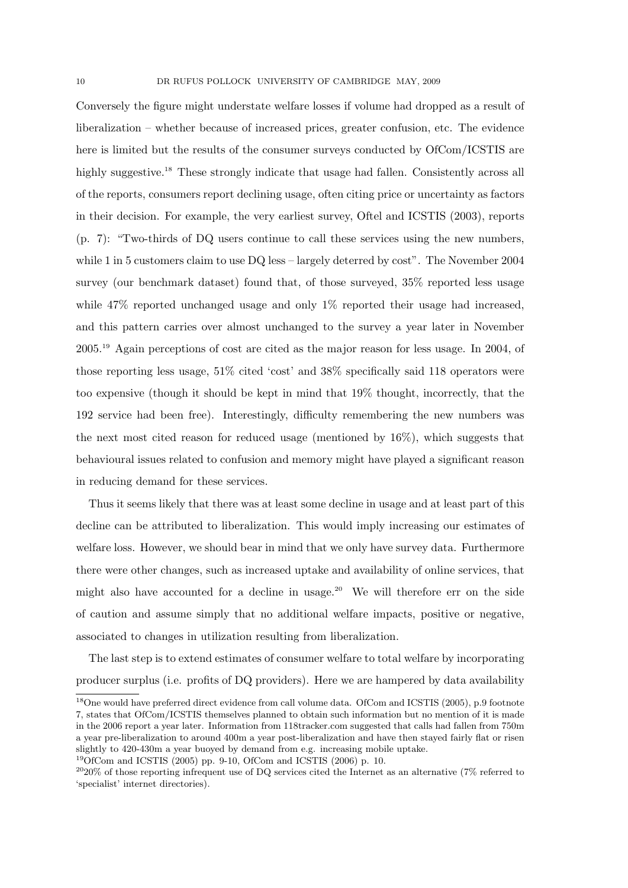Conversely the figure might understate welfare losses if volume had dropped as a result of liberalization – whether because of increased prices, greater confusion, etc. The evidence here is limited but the results of the consumer surveys conducted by OfCom/ICSTIS are highly suggestive.[18] These strongly indicate that usage had fallen. Consistently across all of the reports, consumers report declining usage, often citing price or uncertainty as factors in their decision. For example, the very earliest survey, Oftel and ICSTIS (2003), reports (p. 7): "Two-thirds of DQ users continue to call these services using the new numbers, while 1 in 5 customers claim to use DQ less – largely deterred by cost". The November 2004 survey (our benchmark dataset) found that, of those surveyed, 35% reported less usage while 47% reported unchanged usage and only 1% reported their usage had increased, and this pattern carries over almost unchanged to the survey a year later in November 2005.[19] Again perceptions of cost are cited as the major reason for less usage. In 2004, of those reporting less usage, 51% cited 'cost' and 38% specifically said 118 operators were too expensive (though it should be kept in mind that 19% thought, incorrectly, that the 192 service had been free). Interestingly, difficulty remembering the new numbers was the next most cited reason for reduced usage (mentioned by 16%), which suggests that behavioural issues related to confusion and memory might have played a significant reason in reducing demand for these services.

Thus it seems likely that there was at least some decline in usage and at least part of this decline can be attributed to liberalization. This would imply increasing our estimates of welfare loss. However, we should bear in mind that we only have survey data. Furthermore there were other changes, such as increased uptake and availability of online services, that might also have accounted for a decline in usage.[20] We will therefore err on the side of caution and assume simply that no additional welfare impacts, positive or negative, associated to changes in utilization resulting from liberalization.

The last step is to extend estimates of consumer welfare to total welfare by incorporating producer surplus (i.e. profits of DQ providers). Here we are hampered by data availability

[18] One would have preferred direct evidence from call volume data. OfCom and ICSTIS (2005), p.9 footnote 7, states that OfCom/ICSTIS themselves planned to obtain such information but no mention of it is made in the 2006 report a year later. Information from 118tracker.com suggested that calls had fallen from 750m a year pre-liberalization to around 400m a year post-liberalization and have then stayed fairly flat or risen slightly to 420-430m a year buoyed by demand from e.g. increasing mobile uptake.

[19] OfCom and ICSTIS (2005) pp. 9-10, OfCom and ICSTIS (2006) p. 10.

[20] 20% of those reporting infrequent use of DQ services cited the Internet as an alternative (7% referred to 'specialist' internet directories).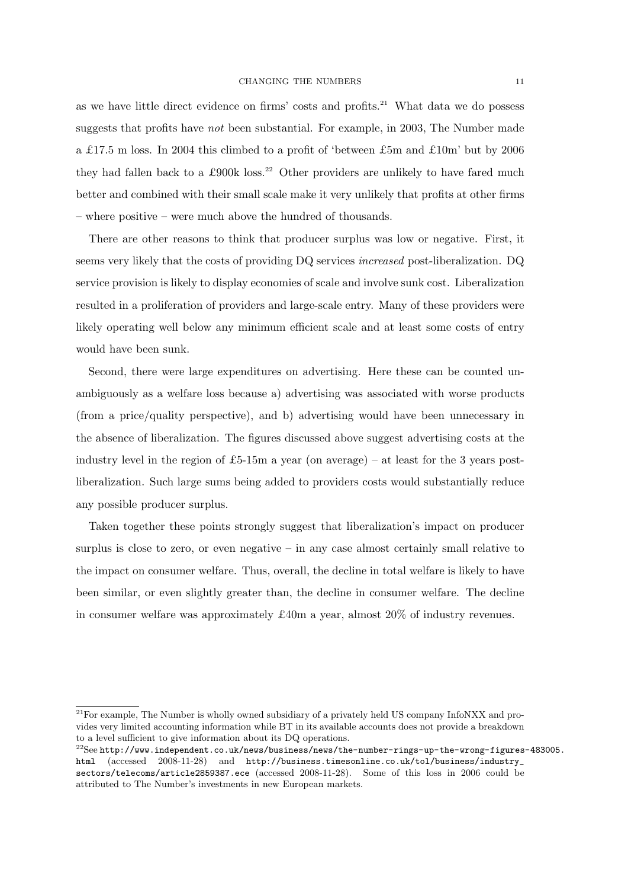as we have little direct evidence on firms' costs and profits.[21] What data we do possess suggests that profits have *not* been substantial. For example, in 2003, The Number made a £17.5 m loss. In 2004 this climbed to a profit of 'between £5m and £10m' but by 2006 they had fallen back to a £900k loss.[22] Other providers are unlikely to have fared much better and combined with their small scale make it very unlikely that profits at other firms – where positive – were much above the hundred of thousands.

There are other reasons to think that producer surplus was low or negative. First, it seems very likely that the costs of providing DQ services *increased* post-liberalization. DQ service provision is likely to display economies of scale and involve sunk cost. Liberalization resulted in a proliferation of providers and large-scale entry. Many of these providers were likely operating well below any minimum efficient scale and at least some costs of entry would have been sunk.

Second, there were large expenditures on advertising. Here these can be counted unambiguously as a welfare loss because a) advertising was associated with worse products (from a price/quality perspective), and b) advertising would have been unnecessary in the absence of liberalization. The figures discussed above suggest advertising costs at the industry level in the region of £5-15m a year (on average) – at least for the 3 years post-liberalization. Such large sums being added to providers costs would substantially reduce any possible producer surplus.

Taken together these points strongly suggest that liberalization's impact on producer surplus is close to zero, or even negative – in any case almost certainly small relative to the impact on consumer welfare. Thus, overall, the decline in total welfare is likely to have been similar, or even slightly greater than, the decline in consumer welfare. The decline in consumer welfare was approximately £40m a year, almost 20% of industry revenues.

---

[21] For example, The Number is wholly owned subsidiary of a privately held US company InfoNXX and provides very limited accounting information while BT in its available accounts does not provide a breakdown to a level sufficient to give information about its DQ operations.

[22] See `http://www.independent.co.uk/news/business/news/the-number-rings-up-the-wrong-figures-483005.html` (accessed 2008-11-28) and `http://business.timesonline.co.uk/tol/business/industry_sectors/telecoms/article2859387.ece` (accessed 2008-11-28). Some of this loss in 2006 could be attributed to The Number's investments in new European markets.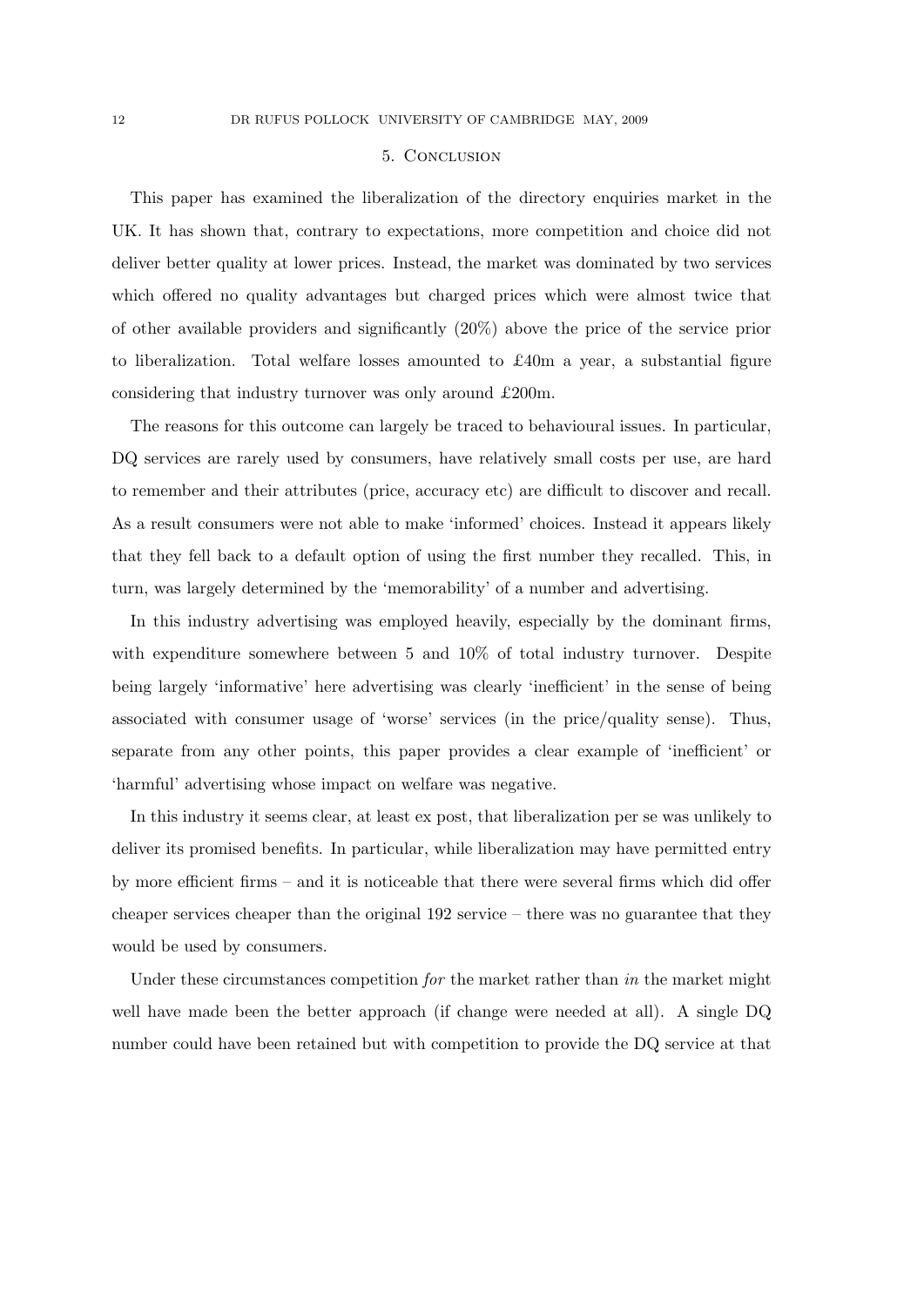## 5. Conclusion

This paper has examined the liberalization of the directory enquiries market in the UK. It has shown that, contrary to expectations, more competition and choice did not deliver better quality at lower prices. Instead, the market was dominated by two services which offered no quality advantages but charged prices which were almost twice that of other available providers and significantly (20%) above the price of the service prior to liberalization. Total welfare losses amounted to £40m a year, a substantial figure considering that industry turnover was only around £200m.

The reasons for this outcome can largely be traced to behavioural issues. In particular, DQ services are rarely used by consumers, have relatively small costs per use, are hard to remember and their attributes (price, accuracy etc) are difficult to discover and recall. As a result consumers were not able to make 'informed' choices. Instead it appears likely that they fell back to a default option of using the first number they recalled. This, in turn, was largely determined by the 'memorability' of a number and advertising.

In this industry advertising was employed heavily, especially by the dominant firms, with expenditure somewhere between 5 and 10% of total industry turnover. Despite being largely 'informative' here advertising was clearly 'inefficient' in the sense of being associated with consumer usage of 'worse' services (in the price/quality sense). Thus, separate from any other points, this paper provides a clear example of 'inefficient' or 'harmful' advertising whose impact on welfare was negative.

In this industry it seems clear, at least ex post, that liberalization per se was unlikely to deliver its promised benefits. In particular, while liberalization may have permitted entry by more efficient firms – and it is noticeable that there were several firms which did offer cheaper services cheaper than the original 192 service – there was no guarantee that they would be used by consumers.

Under these circumstances competition *for* the market rather than *in* the market might well have made been the better approach (if change were needed at all). A single DQ number could have been retained but with competition to provide the DQ service at that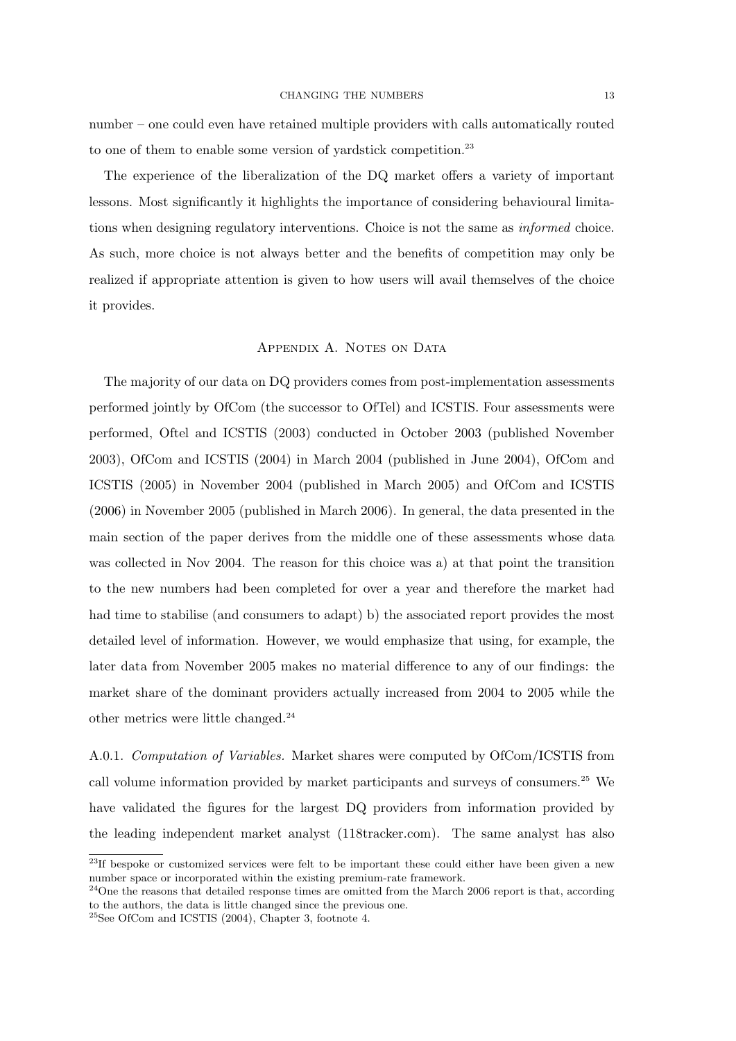number – one could even have retained multiple providers with calls automatically routed to one of them to enable some version of yardstick competition.[23]

The experience of the liberalization of the DQ market offers a variety of important lessons. Most significantly it highlights the importance of considering behavioural limitations when designing regulatory interventions. Choice is not the same as *informed* choice. As such, more choice is not always better and the benefits of competition may only be realized if appropriate attention is given to how users will avail themselves of the choice it provides.

## Appendix A. Notes on Data

The majority of our data on DQ providers comes from post-implementation assessments performed jointly by OfCom (the successor to OfTel) and ICSTIS. Four assessments were performed, Oftel and ICSTIS (2003) conducted in October 2003 (published November 2003), OfCom and ICSTIS (2004) in March 2004 (published in June 2004), OfCom and ICSTIS (2005) in November 2004 (published in March 2005) and OfCom and ICSTIS (2006) in November 2005 (published in March 2006). In general, the data presented in the main section of the paper derives from the middle one of these assessments whose data was collected in Nov 2004. The reason for this choice was a) at that point the transition to the new numbers had been completed for over a year and therefore the market had had time to stabilise (and consumers to adapt) b) the associated report provides the most detailed level of information. However, we would emphasize that using, for example, the later data from November 2005 makes no material difference to any of our findings: the market share of the dominant providers actually increased from 2004 to 2005 while the other metrics were little changed.[24]

A.0.1. *Computation of Variables.* Market shares were computed by OfCom/ICSTIS from call volume information provided by market participants and surveys of consumers.[25] We have validated the figures for the largest DQ providers from information provided by the leading independent market analyst (118tracker.com). The same analyst has also

---

[23] If bespoke or customized services were felt to be important these could either have been given a new number space or incorporated within the existing premium-rate framework.

[24] One the reasons that detailed response times are omitted from the March 2006 report is that, according to the authors, the data is little changed since the previous one.

[25] See OfCom and ICSTIS (2004), Chapter 3, footnote 4.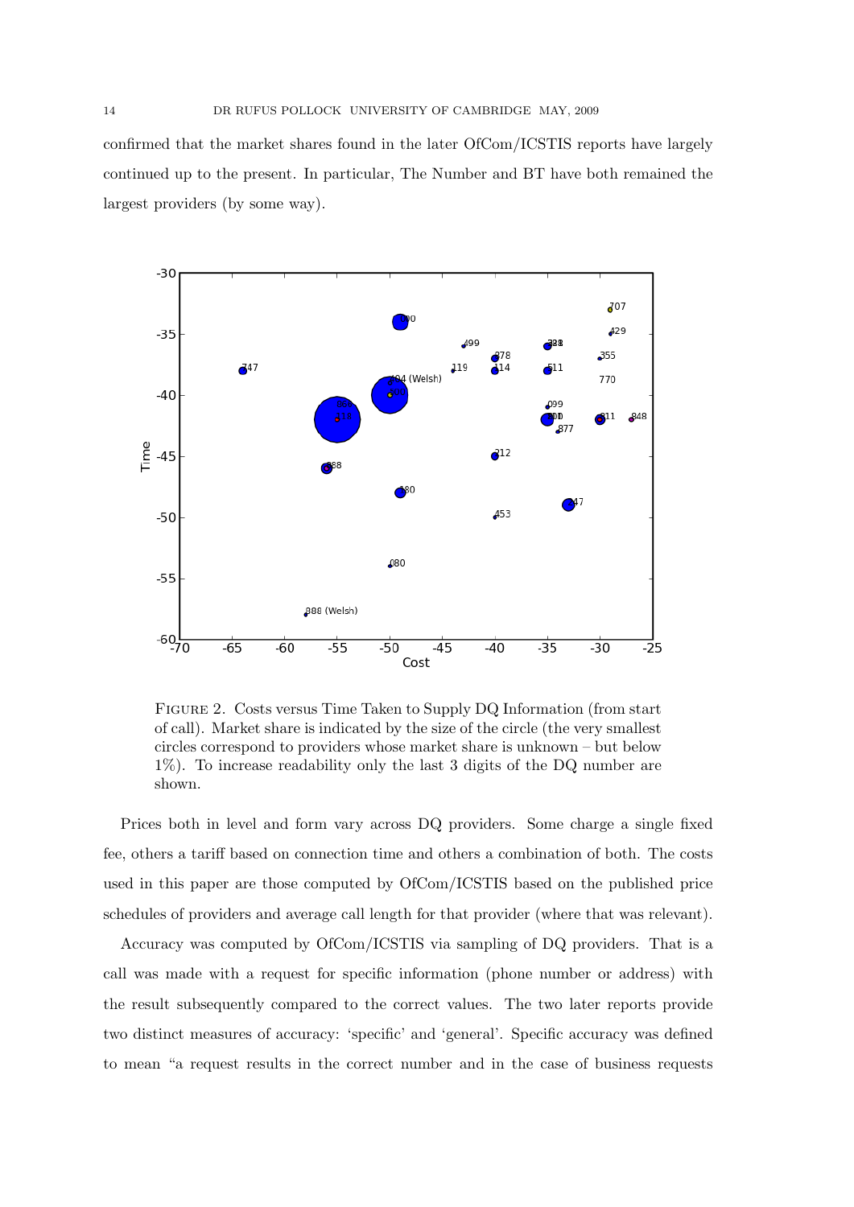confirmed that the market shares found in the later OfCom/ICSTIS reports have largely continued up to the present. In particular, The Number and BT have both remained the largest providers (by some way).

FIGURE 2. Costs versus Time Taken to Supply DQ Information (from start of call). Market share is indicated by the size of the circle (the very smallest circles correspond to providers whose market share is unknown – but below 1%). To increase readability only the last 3 digits of the DQ number are shown.

Prices both in level and form vary across DQ providers. Some charge a single fixed fee, others a tariff based on connection time and others a combination of both. The costs used in this paper are those computed by OfCom/ICSTIS based on the published price schedules of providers and average call length for that provider (where that was relevant).

Accuracy was computed by OfCom/ICSTIS via sampling of DQ providers. That is a call was made with a request for specific information (phone number or address) with the result subsequently compared to the correct values. The two later reports provide two distinct measures of accuracy: 'specific' and 'general'. Specific accuracy was defined to mean "a request results in the correct number and in the case of business requests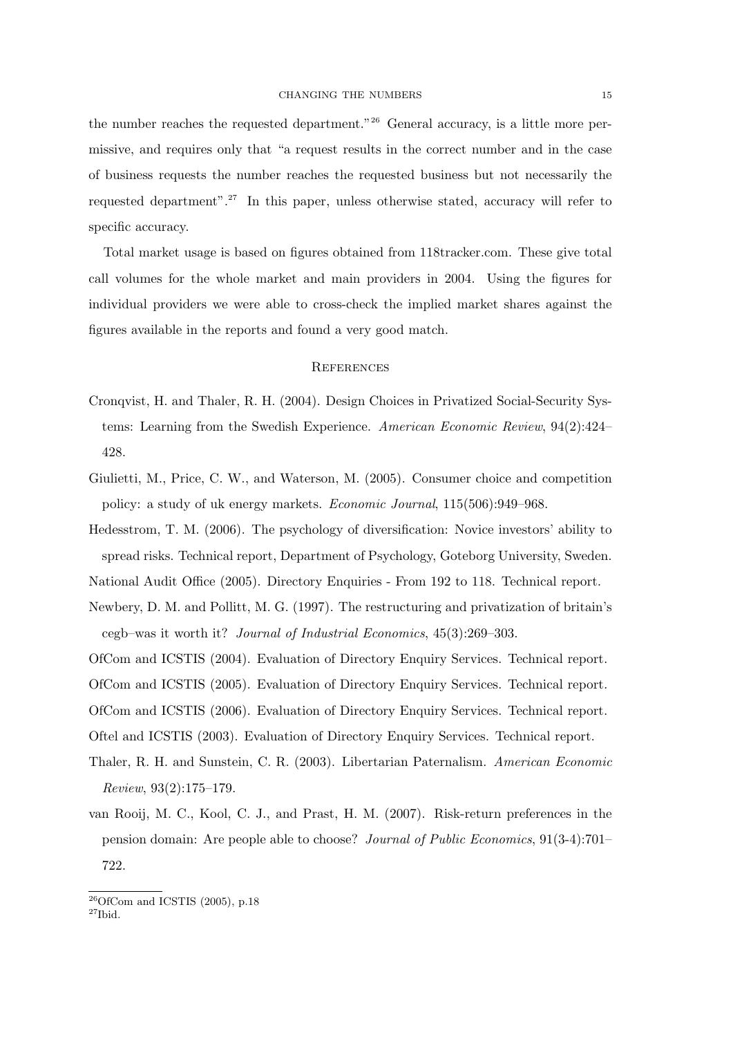the number reaches the requested department."[26] General accuracy, is a little more permissive, and requires only that "a request results in the correct number and in the case of business requests the number reaches the requested business but not necessarily the requested department".[27] In this paper, unless otherwise stated, accuracy will refer to specific accuracy.

Total market usage is based on figures obtained from 118tracker.com. These give total call volumes for the whole market and main providers in 2004. Using the figures for individual providers we were able to cross-check the implied market shares against the figures available in the reports and found a very good match.

## References

Cronqvist, H. and Thaler, R. H. (2004). Design Choices in Privatized Social-Security Systems: Learning from the Swedish Experience. *American Economic Review*, 94(2):424–428.

Giulietti, M., Price, C. W., and Waterson, M. (2005). Consumer choice and competition policy: a study of uk energy markets. *Economic Journal*, 115(506):949–968.

Hedesstrom, T. M. (2006). The psychology of diversification: Novice investors' ability to spread risks. Technical report, Department of Psychology, Goteborg University, Sweden.

National Audit Office (2005). Directory Enquiries - From 192 to 118. Technical report.

Newbery, D. M. and Pollitt, M. G. (1997). The restructuring and privatization of britain's cegb–was it worth it? *Journal of Industrial Economics*, 45(3):269–303.

OfCom and ICSTIS (2004). Evaluation of Directory Enquiry Services. Technical report.

OfCom and ICSTIS (2005). Evaluation of Directory Enquiry Services. Technical report.

OfCom and ICSTIS (2006). Evaluation of Directory Enquiry Services. Technical report.

Oftel and ICSTIS (2003). Evaluation of Directory Enquiry Services. Technical report.

Thaler, R. H. and Sunstein, C. R. (2003). Libertarian Paternalism. *American Economic Review*, 93(2):175–179.

van Rooij, M. C., Kool, C. J., and Prast, H. M. (2007). Risk-return preferences in the pension domain: Are people able to choose? *Journal of Public Economics*, 91(3-4):701–722.

---

[26] OfCom and ICSTIS (2005), p.18

[27] Ibid.